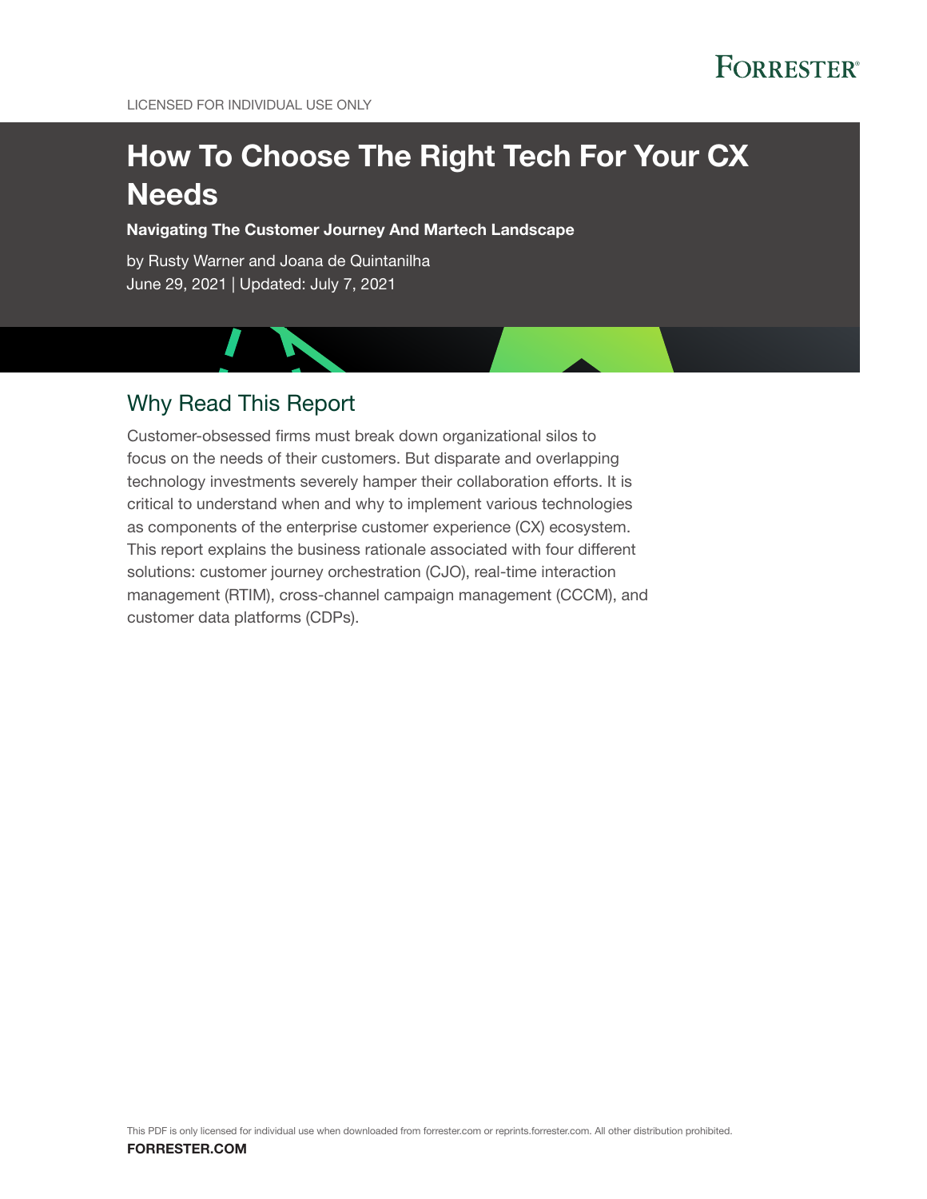FORRESTER

LICENSED FOR INDIVIDUAL USE ONLY

# How To Choose The Right Tech For Your CX Needs

**Navigating The Customer Journey And Martech Landscape**

by Rusty Warner and Joana de Quintanilha
June 29, 2021 | Updated: July 7, 2021

## Why Read This Report

Customer-obsessed firms must break down organizational silos to focus on the needs of their customers. But disparate and overlapping technology investments severely hamper their collaboration efforts. It is critical to understand when and why to implement various technologies as components of the enterprise customer experience (CX) ecosystem. This report explains the business rationale associated with four different solutions: customer journey orchestration (CJO), real-time interaction management (RTIM), cross-channel campaign management (CCCM), and customer data platforms (CDPs).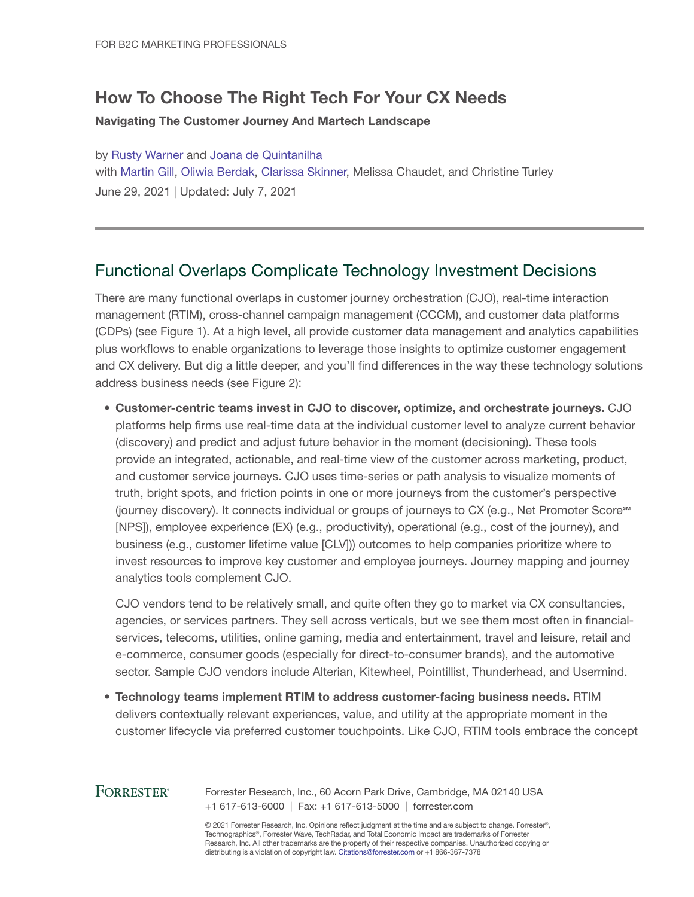FOR B2C MARKETING PROFESSIONALS

# How To Choose The Right Tech For Your CX Needs

**Navigating The Customer Journey And Martech Landscape**

by Rusty Warner and Joana de Quintanilha
with Martin Gill, Oliwia Berdak, Clarissa Skinner, Melissa Chaudet, and Christine Turley
June 29, 2021 | Updated: July 7, 2021

## Functional Overlaps Complicate Technology Investment Decisions

There are many functional overlaps in customer journey orchestration (CJO), real-time interaction management (RTIM), cross-channel campaign management (CCCM), and customer data platforms (CDPs) (see Figure 1). At a high level, all provide customer data management and analytics capabilities plus workflows to enable organizations to leverage those insights to optimize customer engagement and CX delivery. But dig a little deeper, and you'll find differences in the way these technology solutions address business needs (see Figure 2):

- **Customer-centric teams invest in CJO to discover, optimize, and orchestrate journeys.** CJO platforms help firms use real-time data at the individual customer level to analyze current behavior (discovery) and predict and adjust future behavior in the moment (decisioning). These tools provide an integrated, actionable, and real-time view of the customer across marketing, product, and customer service journeys. CJO uses time-series or path analysis to visualize moments of truth, bright spots, and friction points in one or more journeys from the customer's perspective (journey discovery). It connects individual or groups of journeys to CX (e.g., Net Promoter Score℠ [NPS]), employee experience (EX) (e.g., productivity), operational (e.g., cost of the journey), and business (e.g., customer lifetime value [CLV])) outcomes to help companies prioritize where to invest resources to improve key customer and employee journeys. Journey mapping and journey analytics tools complement CJO.

  CJO vendors tend to be relatively small, and quite often they go to market via CX consultancies, agencies, or services partners. They sell across verticals, but we see them most often in financial-services, telecoms, utilities, online gaming, media and entertainment, travel and leisure, retail and e-commerce, consumer goods (especially for direct-to-consumer brands), and the automotive sector. Sample CJO vendors include Alterian, Kitewheel, Pointillist, Thunderhead, and Usermind.

- **Technology teams implement RTIM to address customer-facing business needs.** RTIM delivers contextually relevant experiences, value, and utility at the appropriate moment in the customer lifecycle via preferred customer touchpoints. Like CJO, RTIM tools embrace the concept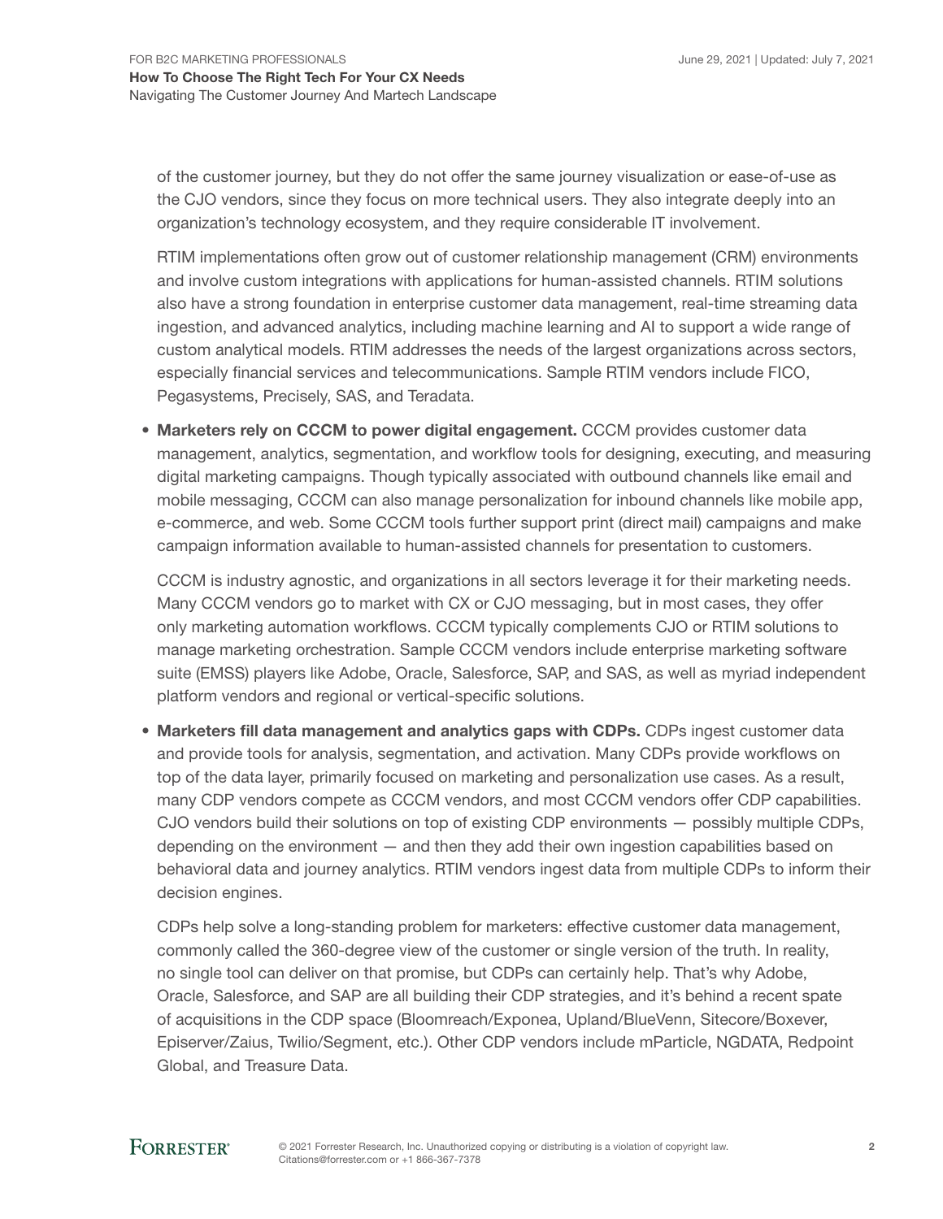of the customer journey, but they do not offer the same journey visualization or ease-of-use as the CJO vendors, since they focus on more technical users. They also integrate deeply into an organization's technology ecosystem, and they require considerable IT involvement.

RTIM implementations often grow out of customer relationship management (CRM) environments and involve custom integrations with applications for human-assisted channels. RTIM solutions also have a strong foundation in enterprise customer data management, real-time streaming data ingestion, and advanced analytics, including machine learning and AI to support a wide range of custom analytical models. RTIM addresses the needs of the largest organizations across sectors, especially financial services and telecommunications. Sample RTIM vendors include FICO, Pegasystems, Precisely, SAS, and Teradata.

- **Marketers rely on CCCM to power digital engagement.** CCCM provides customer data management, analytics, segmentation, and workflow tools for designing, executing, and measuring digital marketing campaigns. Though typically associated with outbound channels like email and mobile messaging, CCCM can also manage personalization for inbound channels like mobile app, e-commerce, and web. Some CCCM tools further support print (direct mail) campaigns and make campaign information available to human-assisted channels for presentation to customers.

  CCCM is industry agnostic, and organizations in all sectors leverage it for their marketing needs. Many CCCM vendors go to market with CX or CJO messaging, but in most cases, they offer only marketing automation workflows. CCCM typically complements CJO or RTIM solutions to manage marketing orchestration. Sample CCCM vendors include enterprise marketing software suite (EMSS) players like Adobe, Oracle, Salesforce, SAP, and SAS, as well as myriad independent platform vendors and regional or vertical-specific solutions.

- **Marketers fill data management and analytics gaps with CDPs.** CDPs ingest customer data and provide tools for analysis, segmentation, and activation. Many CDPs provide workflows on top of the data layer, primarily focused on marketing and personalization use cases. As a result, many CDP vendors compete as CCCM vendors, and most CCCM vendors offer CDP capabilities. CJO vendors build their solutions on top of existing CDP environments — possibly multiple CDPs, depending on the environment — and then they add their own ingestion capabilities based on behavioral data and journey analytics. RTIM vendors ingest data from multiple CDPs to inform their decision engines.

  CDPs help solve a long-standing problem for marketers: effective customer data management, commonly called the 360-degree view of the customer or single version of the truth. In reality, no single tool can deliver on that promise, but CDPs can certainly help. That's why Adobe, Oracle, Salesforce, and SAP are all building their CDP strategies, and it's behind a recent spate of acquisitions in the CDP space (Bloomreach/Exponea, Upland/BlueVenn, Sitecore/Boxever, Episerver/Zaius, Twilio/Segment, etc.). Other CDP vendors include mParticle, NGDATA, Redpoint Global, and Treasure Data.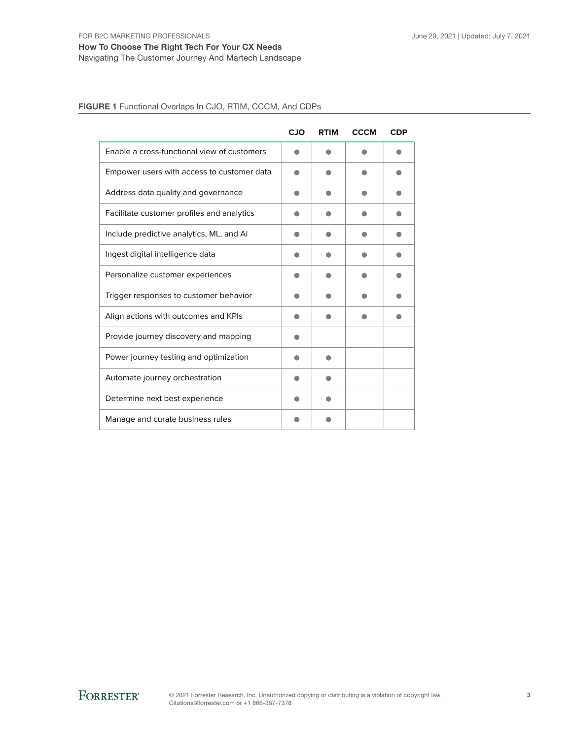**FIGURE 1** Functional Overlaps In CJO, RTIM, CCCM, And CDPs

| | CJO | RTIM | CCCM | CDP |
|---|---|---|---|---|
| Enable a cross-functional view of customers | ● | ● | ● | ● |
| Empower users with access to customer data | ● | ● | ● | ● |
| Address data quality and governance | ● | ● | ● | ● |
| Facilitate customer profiles and analytics | ● | ● | ● | ● |
| Include predictive analytics, ML, and AI | ● | ● | ● | ● |
| Ingest digital intelligence data | ● | ● | ● | ● |
| Personalize customer experiences | ● | ● | ● | ● |
| Trigger responses to customer behavior | ● | ● | ● | ● |
| Align actions with outcomes and KPIs | ● | ● | ● | ● |
| Provide journey discovery and mapping | ● | | | |
| Power journey testing and optimization | ● | ● | | |
| Automate journey orchestration | ● | ● | | |
| Determine next best experience | ● | ● | | |
| Manage and curate business rules | ● | ● | | |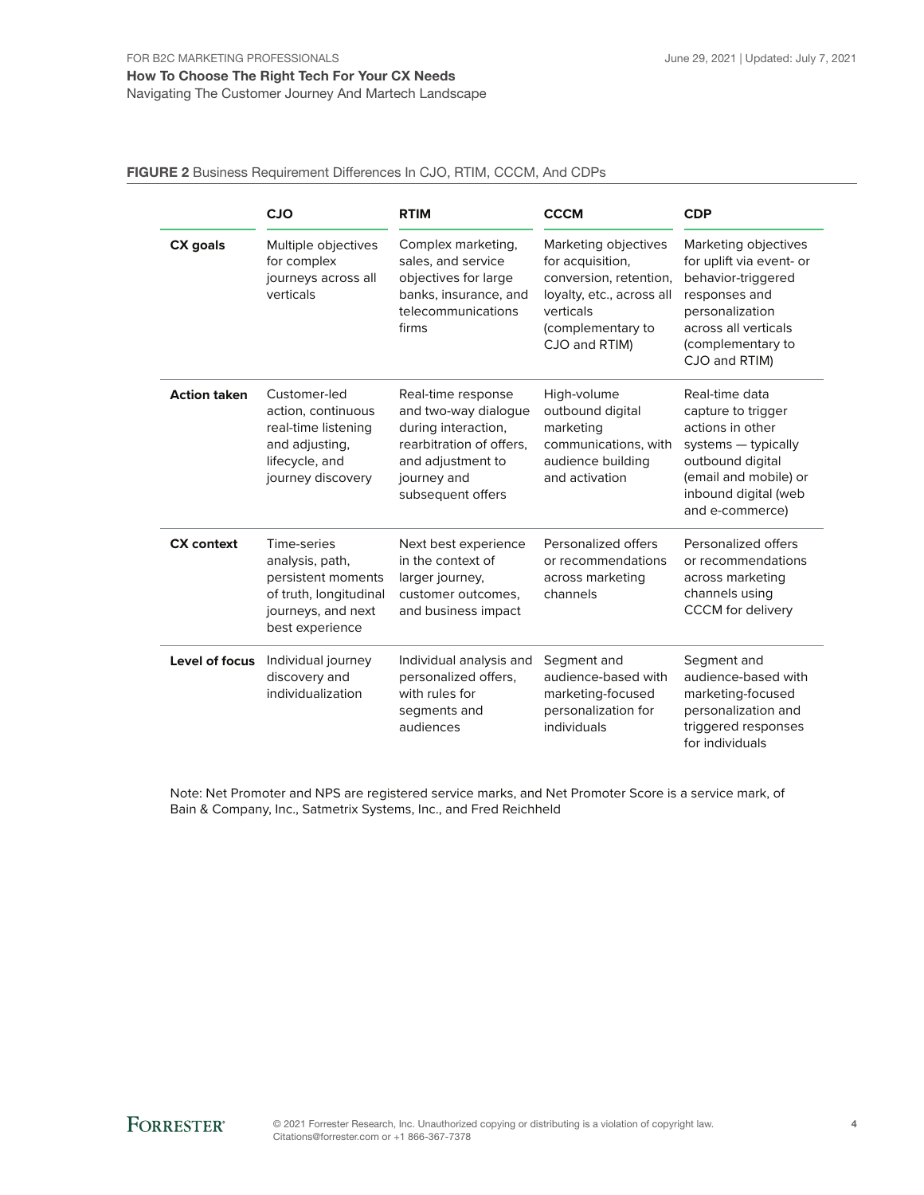**FIGURE 2** Business Requirement Differences In CJO, RTIM, CCCM, And CDPs

| | CJO | RTIM | CCCM | CDP |
|---|---|---|---|---|
| **CX goals** | Multiple objectives for complex journeys across all verticals | Complex marketing, sales, and service objectives for large banks, insurance, and telecommunications firms | Marketing objectives for acquisition, conversion, retention, loyalty, etc., across all verticals (complementary to CJO and RTIM) | Marketing objectives for uplift via event- or behavior-triggered responses and personalization across all verticals (complementary to CJO and RTIM) |
| **Action taken** | Customer-led action, continuous real-time listening and adjusting, lifecycle, and journey discovery | Real-time response and two-way dialogue during interaction, rearbitration of offers, and adjustment to journey and subsequent offers | High-volume outbound digital marketing communications, with audience building and activation | Real-time data capture to trigger actions in other systems — typically outbound digital (email and mobile) or inbound digital (web and e-commerce) |
| **CX context** | Time-series analysis, path, persistent moments of truth, longitudinal journeys, and next best experience | Next best experience in the context of larger journey, customer outcomes, and business impact | Personalized offers or recommendations across marketing channels | Personalized offers or recommendations across marketing channels using CCCM for delivery |
| **Level of focus** | Individual journey discovery and individualization | Individual analysis and personalized offers, with rules for segments and audiences | Segment and audience-based with marketing-focused personalization for individuals | Segment and audience-based with marketing-focused personalization and triggered responses for individuals |

Note: Net Promoter and NPS are registered service marks, and Net Promoter Score is a service mark, of Bain & Company, Inc., Satmetrix Systems, Inc., and Fred Reichheld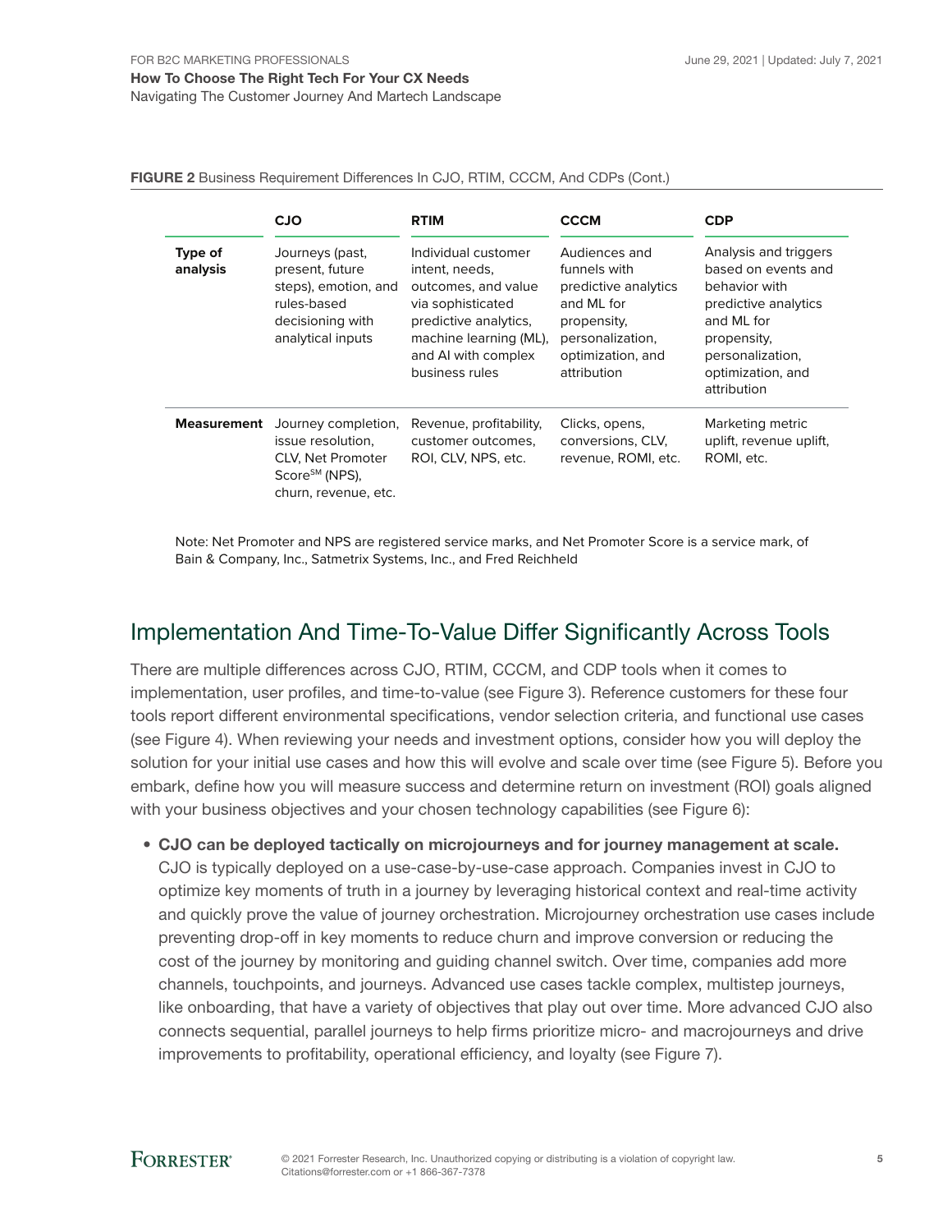**FIGURE 2** Business Requirement Differences In CJO, RTIM, CCCM, And CDPs (Cont.)

| | CJO | RTIM | CCCM | CDP |
|---|---|---|---|---|
| **Type of analysis** | Journeys (past, present, future steps), emotion, and rules-based decisioning with analytical inputs | Individual customer intent, needs, outcomes, and value via sophisticated predictive analytics, machine learning (ML), and AI with complex business rules | Audiences and funnels with predictive analytics and ML for propensity, personalization, optimization, and attribution | Analysis and triggers based on events and behavior with predictive analytics and ML for propensity, personalization, optimization, and attribution |
| **Measurement** | Journey completion, issue resolution, CLV, Net Promoter Score℠ (NPS), churn, revenue, etc. | Revenue, profitability, customer outcomes, ROI, CLV, NPS, etc. | Clicks, opens, conversions, CLV, revenue, ROMI, etc. | Marketing metric uplift, revenue uplift, ROMI, etc. |

Note: Net Promoter and NPS are registered service marks, and Net Promoter Score is a service mark, of Bain & Company, Inc., Satmetrix Systems, Inc., and Fred Reichheld

## Implementation And Time-To-Value Differ Significantly Across Tools

There are multiple differences across CJO, RTIM, CCCM, and CDP tools when it comes to implementation, user profiles, and time-to-value (see Figure 3). Reference customers for these four tools report different environmental specifications, vendor selection criteria, and functional use cases (see Figure 4). When reviewing your needs and investment options, consider how you will deploy the solution for your initial use cases and how this will evolve and scale over time (see Figure 5). Before you embark, define how you will measure success and determine return on investment (ROI) goals aligned with your business objectives and your chosen technology capabilities (see Figure 6):

- **CJO can be deployed tactically on microjourneys and for journey management at scale.** CJO is typically deployed on a use-case-by-use-case approach. Companies invest in CJO to optimize key moments of truth in a journey by leveraging historical context and real-time activity and quickly prove the value of journey orchestration. Microjourney orchestration use cases include preventing drop-off in key moments to reduce churn and improve conversion or reducing the cost of the journey by monitoring and guiding channel switch. Over time, companies add more channels, touchpoints, and journeys. Advanced use cases tackle complex, multistep journeys, like onboarding, that have a variety of objectives that play out over time. More advanced CJO also connects sequential, parallel journeys to help firms prioritize micro- and macrojourneys and drive improvements to profitability, operational efficiency, and loyalty (see Figure 7).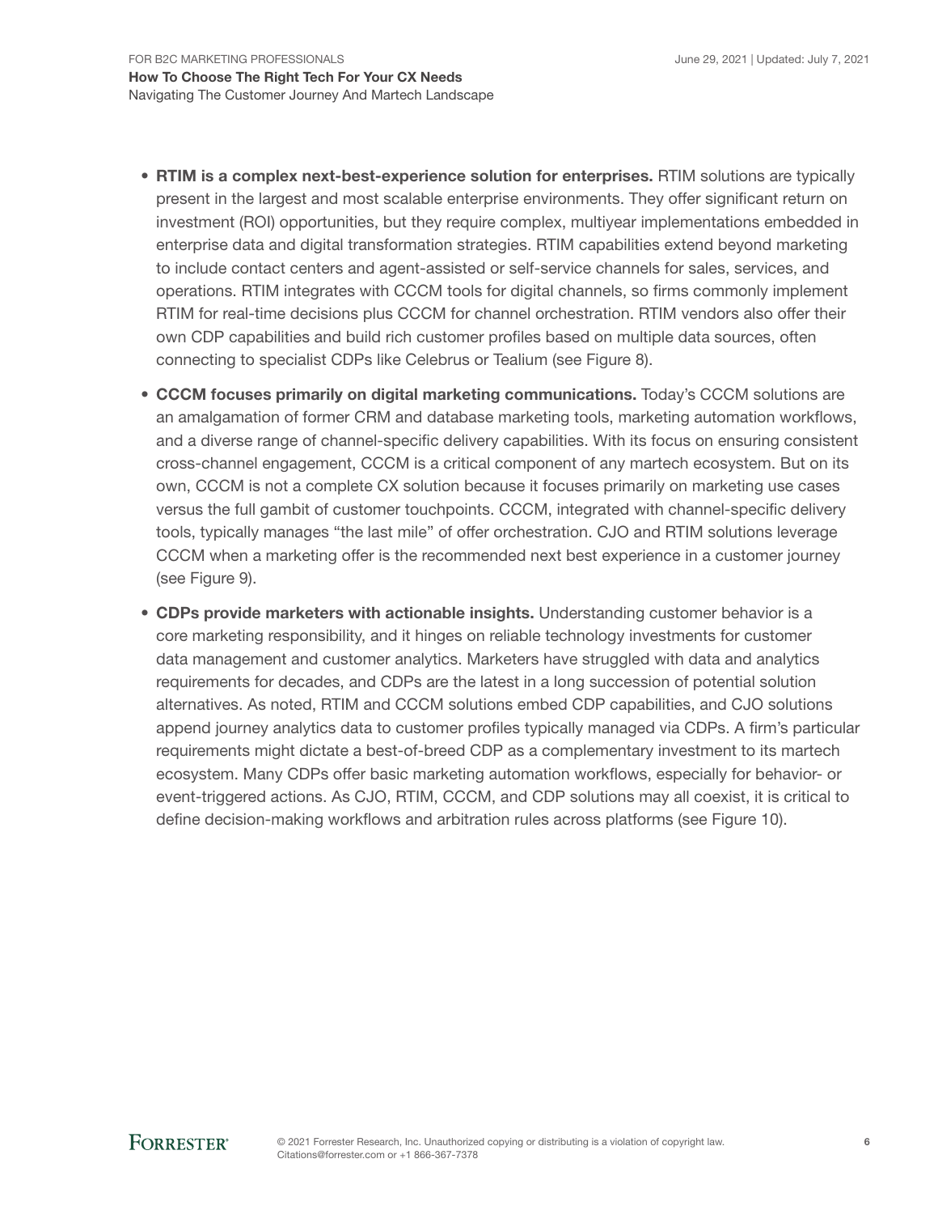- **RTIM is a complex next-best-experience solution for enterprises.** RTIM solutions are typically present in the largest and most scalable enterprise environments. They offer significant return on investment (ROI) opportunities, but they require complex, multiyear implementations embedded in enterprise data and digital transformation strategies. RTIM capabilities extend beyond marketing to include contact centers and agent-assisted or self-service channels for sales, services, and operations. RTIM integrates with CCCM tools for digital channels, so firms commonly implement RTIM for real-time decisions plus CCCM for channel orchestration. RTIM vendors also offer their own CDP capabilities and build rich customer profiles based on multiple data sources, often connecting to specialist CDPs like Celebrus or Tealium (see Figure 8).

- **CCCM focuses primarily on digital marketing communications.** Today's CCCM solutions are an amalgamation of former CRM and database marketing tools, marketing automation workflows, and a diverse range of channel-specific delivery capabilities. With its focus on ensuring consistent cross-channel engagement, CCCM is a critical component of any martech ecosystem. But on its own, CCCM is not a complete CX solution because it focuses primarily on marketing use cases versus the full gambit of customer touchpoints. CCCM, integrated with channel-specific delivery tools, typically manages "the last mile" of offer orchestration. CJO and RTIM solutions leverage CCCM when a marketing offer is the recommended next best experience in a customer journey (see Figure 9).

- **CDPs provide marketers with actionable insights.** Understanding customer behavior is a core marketing responsibility, and it hinges on reliable technology investments for customer data management and customer analytics. Marketers have struggled with data and analytics requirements for decades, and CDPs are the latest in a long succession of potential solution alternatives. As noted, RTIM and CCCM solutions embed CDP capabilities, and CJO solutions append journey analytics data to customer profiles typically managed via CDPs. A firm's particular requirements might dictate a best-of-breed CDP as a complementary investment to its martech ecosystem. Many CDPs offer basic marketing automation workflows, especially for behavior- or event-triggered actions. As CJO, RTIM, CCCM, and CDP solutions may all coexist, it is critical to define decision-making workflows and arbitration rules across platforms (see Figure 10).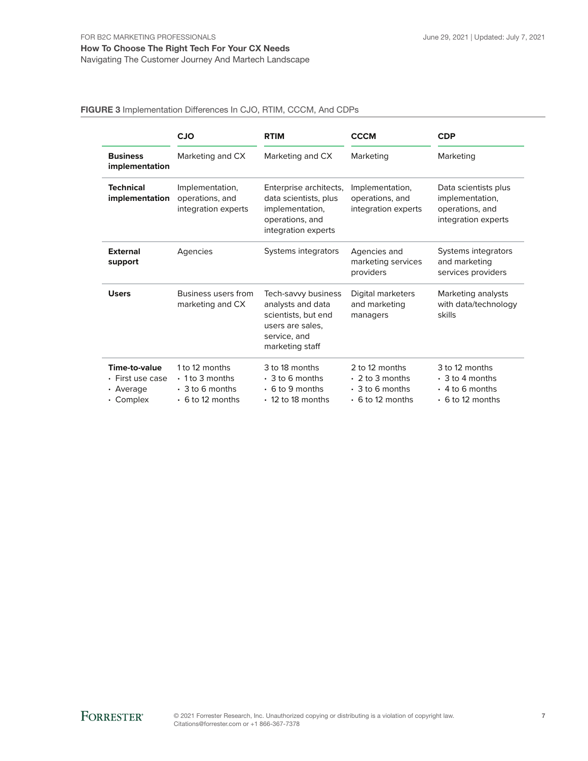**FIGURE 3** Implementation Differences In CJO, RTIM, CCCM, And CDPs

| | CJO | RTIM | CCCM | CDP |
|---|---|---|---|---|
| **Business implementation** | Marketing and CX | Marketing and CX | Marketing | Marketing |
| **Technical implementation** | Implementation, operations, and integration experts | Enterprise architects, data scientists, plus implementation, operations, and integration experts | Implementation, operations, and integration experts | Data scientists plus implementation, operations, and integration experts |
| **External support** | Agencies | Systems integrators | Agencies and marketing services providers | Systems integrators and marketing services providers |
| **Users** | Business users from marketing and CX | Tech-savvy business analysts and data scientists, but end users are sales, service, and marketing staff | Digital marketers and marketing managers | Marketing analysts with data/technology skills |
| **Time-to-value** | 1 to 12 months | 3 to 18 months | 2 to 12 months | 3 to 12 months |
| • First use case | • 1 to 3 months | • 3 to 6 months | • 2 to 3 months | • 3 to 4 months |
| • Average | • 3 to 6 months | • 6 to 9 months | • 3 to 6 months | • 4 to 6 months |
| • Complex | • 6 to 12 months | • 12 to 18 months | • 6 to 12 months | • 6 to 12 months |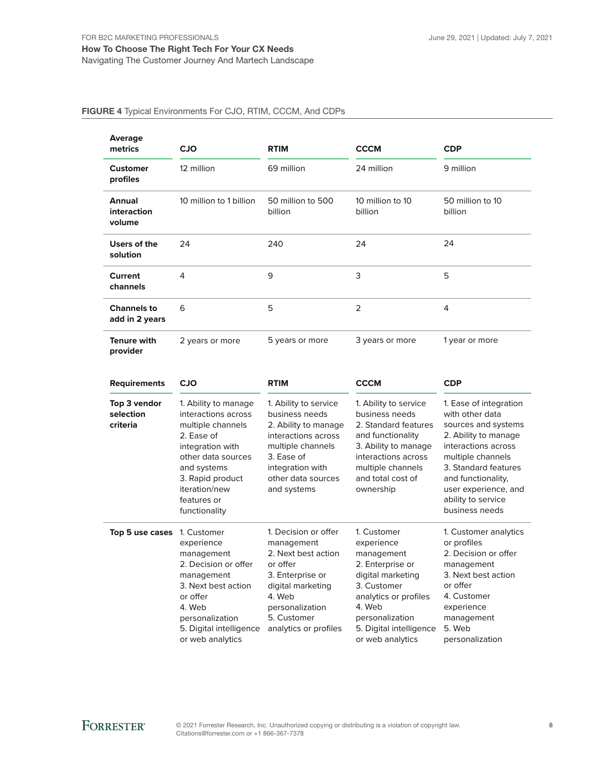**FIGURE 4** Typical Environments For CJO, RTIM, CCCM, And CDPs

| Average metrics | CJO | RTIM | CCCM | CDP |
|---|---|---|---|---|
| Customer profiles | 12 million | 69 million | 24 million | 9 million |
| Annual interaction volume | 10 million to 1 billion | 50 million to 500 billion | 10 million to 10 billion | 50 million to 10 billion |
| Users of the solution | 24 | 240 | 24 | 24 |
| Current channels | 4 | 9 | 3 | 5 |
| Channels to add in 2 years | 6 | 5 | 2 | 4 |
| Tenure with provider | 2 years or more | 5 years or more | 3 years or more | 1 year or more |

| Requirements | CJO | RTIM | CCCM | CDP |
|---|---|---|---|---|
| Top 3 vendor selection criteria | 1. Ability to manage interactions across multiple channels<br>2. Ease of integration with other data sources and systems<br>3. Rapid product iteration/new features or functionality | 1. Ability to service business needs<br>2. Ability to manage interactions across multiple channels<br>3. Ease of integration with other data sources and systems | 1. Ability to service business needs<br>2. Standard features and functionality<br>3. Ability to manage interactions across multiple channels and total cost of ownership | 1. Ease of integration with other data sources and systems<br>2. Ability to manage interactions across multiple channels<br>3. Standard features and functionality, user experience, and ability to service business needs |
| Top 5 use cases | 1. Customer experience management<br>2. Decision or offer management<br>3. Next best action or offer<br>4. Web personalization<br>5. Digital intelligence or web analytics | 1. Decision or offer management<br>2. Next best action or offer<br>3. Enterprise or digital marketing<br>4. Web personalization<br>5. Customer analytics or profiles | 1. Customer experience management<br>2. Enterprise or digital marketing<br>3. Customer analytics or profiles<br>4. Web personalization<br>5. Digital intelligence or web analytics | 1. Customer analytics or profiles<br>2. Decision or offer management<br>3. Next best action or offer<br>4. Customer experience management<br>5. Web personalization |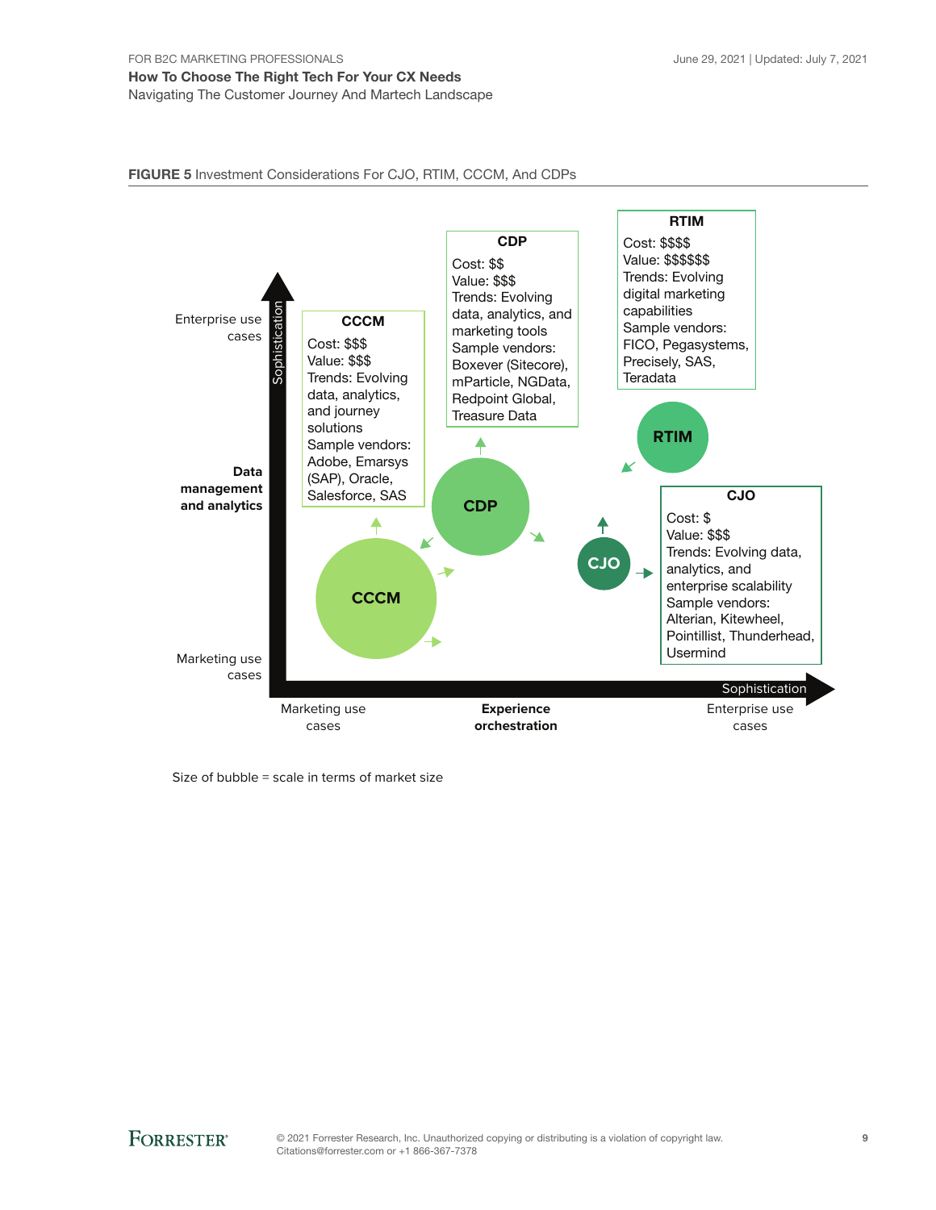**FIGURE 5** Investment Considerations For CJO, RTIM, CCCM, And CDPs

**CCCM**

Cost: $$$
Value: $$$
Trends: Evolving data, analytics, and journey solutions
Sample vendors: Adobe, Emarsys (SAP), Oracle, Salesforce, SAS

**CDP**

Cost: $$
Value: $$$
Trends: Evolving data, analytics, and marketing tools
Sample vendors: Boxever (Sitecore), mParticle, NGData, Redpoint Global, Treasure Data

**RTIM**

Cost: $$$$
Value: $$$$$$
Trends: Evolving digital marketing capabilities
Sample vendors: FICO, Pegasystems, Precisely, SAS, Teradata

**CJO**

Cost: $
Value: $$$
Trends: Evolving data, analytics, and enterprise scalability
Sample vendors: Alterian, Kitewheel, Pointillist, Thunderhead, Usermind

Vertical axis (Sophistication): **Data management and analytics** — from Marketing use cases to Enterprise use cases

Horizontal axis (Sophistication): **Experience orchestration** — from Marketing use cases to Enterprise use cases

Size of bubble = scale in terms of market size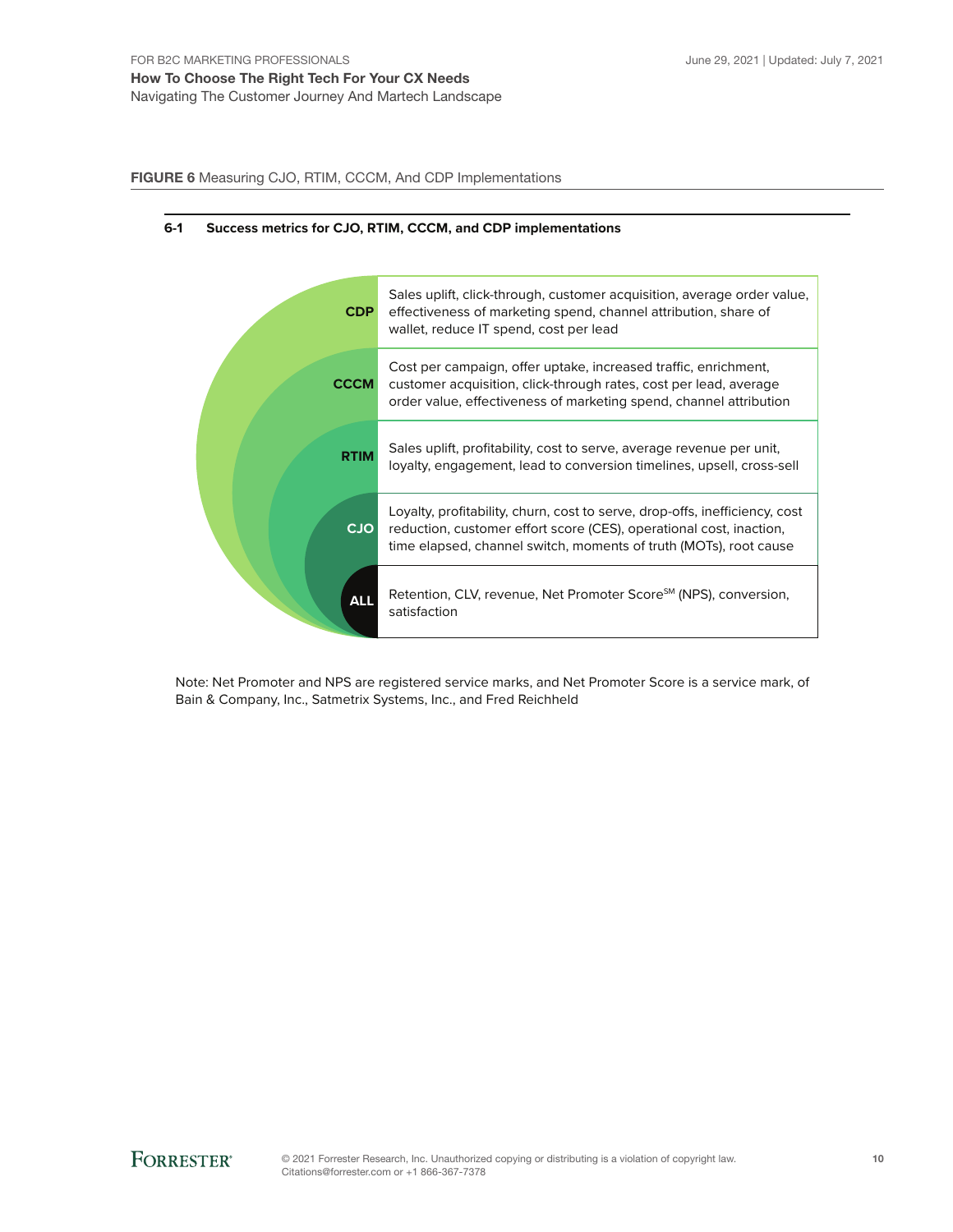**FIGURE 6** Measuring CJO, RTIM, CCCM, And CDP Implementations

**6-1 Success metrics for CJO, RTIM, CCCM, and CDP implementations**

| | |
|---|---|
| **CDP** | Sales uplift, click-through, customer acquisition, average order value, effectiveness of marketing spend, channel attribution, share of wallet, reduce IT spend, cost per lead |
| **CCCM** | Cost per campaign, offer uptake, increased traffic, enrichment, customer acquisition, click-through rates, cost per lead, average order value, effectiveness of marketing spend, channel attribution |
| **RTIM** | Sales uplift, profitability, cost to serve, average revenue per unit, loyalty, engagement, lead to conversion timelines, upsell, cross-sell |
| **CJO** | Loyalty, profitability, churn, cost to serve, drop-offs, inefficiency, cost reduction, customer effort score (CES), operational cost, inaction, time elapsed, channel switch, moments of truth (MOTs), root cause |
| **ALL** | Retention, CLV, revenue, Net Promoter Score℠ (NPS), conversion, satisfaction |

Note: Net Promoter and NPS are registered service marks, and Net Promoter Score is a service mark, of Bain & Company, Inc., Satmetrix Systems, Inc., and Fred Reichheld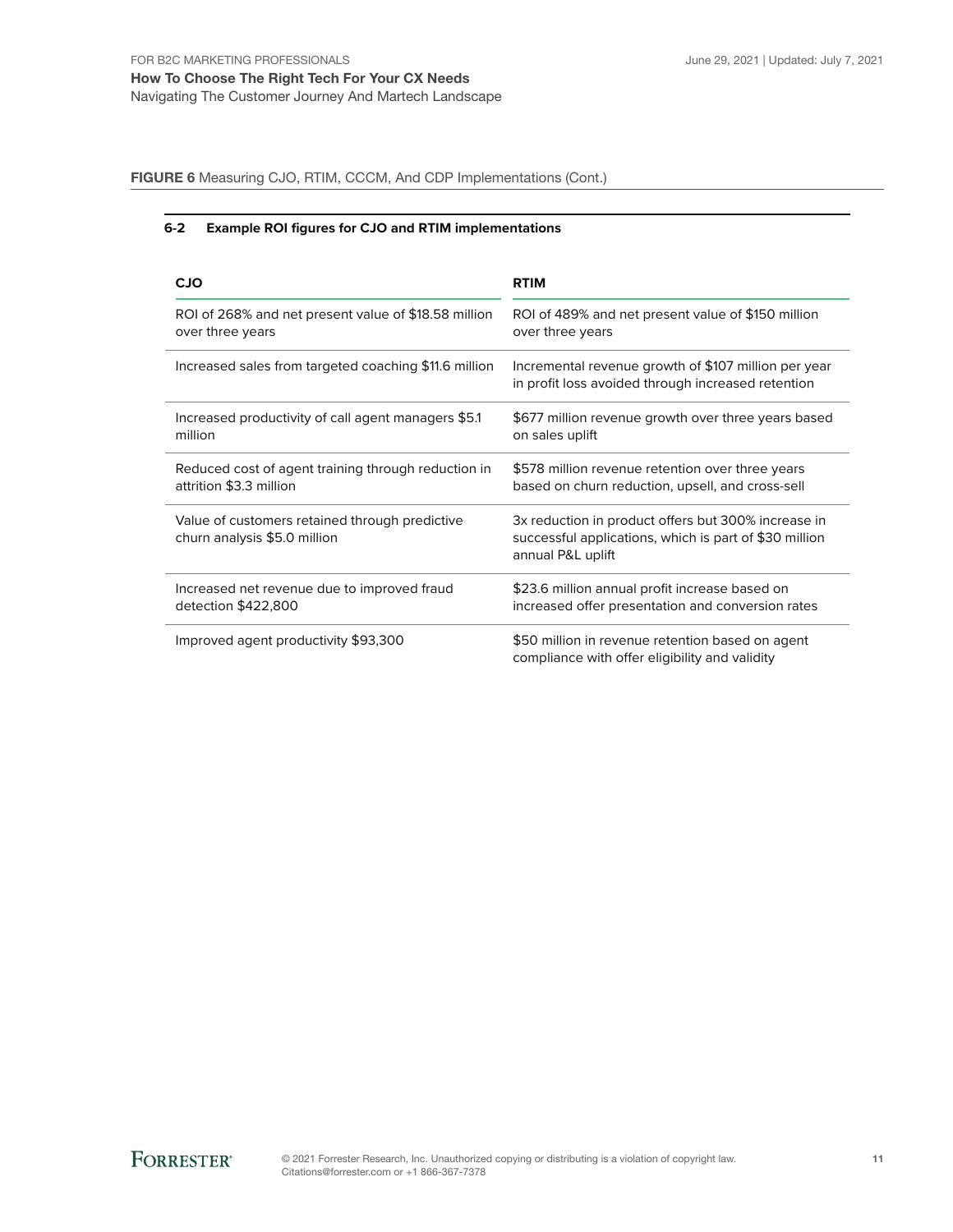**FIGURE 6** Measuring CJO, RTIM, CCCM, And CDP Implementations (Cont.)

**6-2 Example ROI figures for CJO and RTIM implementations**

| CJO | RTIM |
| --- | --- |
| ROI of 268% and net present value of $18.58 million over three years | ROI of 489% and net present value of $150 million over three years |
| Increased sales from targeted coaching $11.6 million | Incremental revenue growth of $107 million per year in profit loss avoided through increased retention |
| Increased productivity of call agent managers $5.1 million | $677 million revenue growth over three years based on sales uplift |
| Reduced cost of agent training through reduction in attrition $3.3 million | $578 million revenue retention over three years based on churn reduction, upsell, and cross-sell |
| Value of customers retained through predictive churn analysis $5.0 million | 3x reduction in product offers but 300% increase in successful applications, which is part of $30 million annual P&L uplift |
| Increased net revenue due to improved fraud detection $422,800 | $23.6 million annual profit increase based on increased offer presentation and conversion rates |
| Improved agent productivity $93,300 | $50 million in revenue retention based on agent compliance with offer eligibility and validity |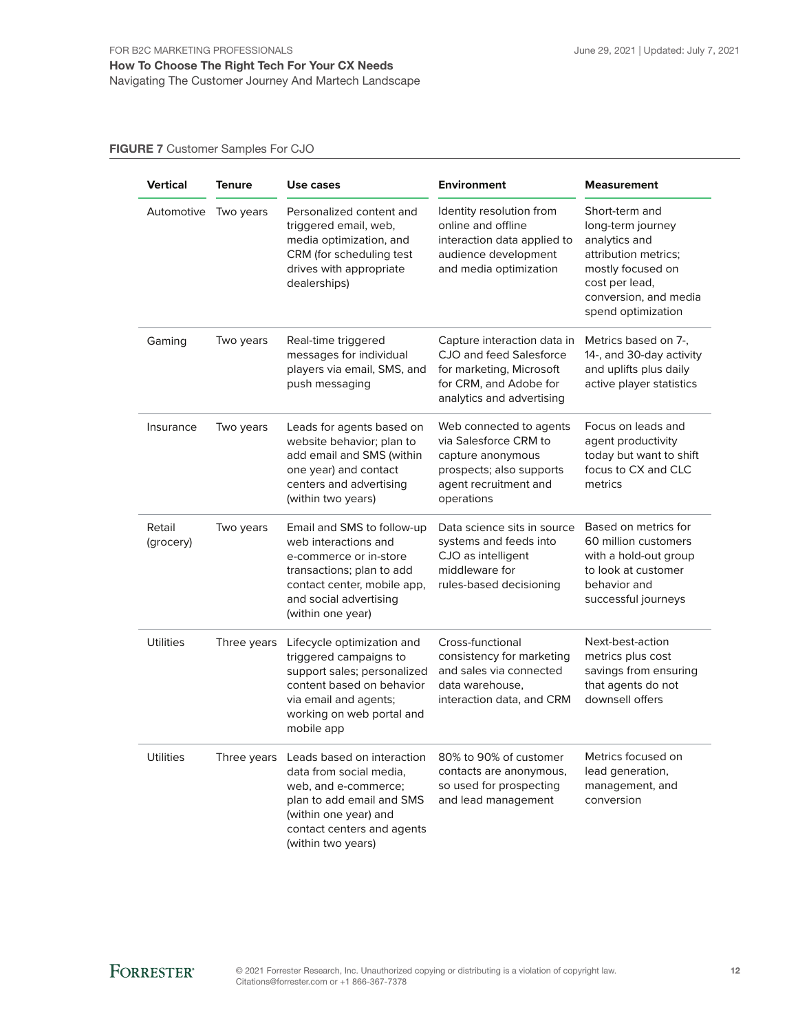**FIGURE 7** Customer Samples For CJO

| Vertical | Tenure | Use cases | Environment | Measurement |
|---|---|---|---|---|
| Automotive | Two years | Personalized content and triggered email, web, media optimization, and CRM (for scheduling test drives with appropriate dealerships) | Identity resolution from online and offline interaction data applied to audience development and media optimization | Short-term and long-term journey analytics and attribution metrics; mostly focused on cost per lead, conversion, and media spend optimization |
| Gaming | Two years | Real-time triggered messages for individual players via email, SMS, and push messaging | Capture interaction data in CJO and feed Salesforce for marketing, Microsoft for CRM, and Adobe for analytics and advertising | Metrics based on 7-, 14-, and 30-day activity and uplifts plus daily active player statistics |
| Insurance | Two years | Leads for agents based on website behavior; plan to add email and SMS (within one year) and contact centers and advertising (within two years) | Web connected to agents via Salesforce CRM to capture anonymous prospects; also supports agent recruitment and operations | Focus on leads and agent productivity today but want to shift focus to CX and CLC metrics |
| Retail (grocery) | Two years | Email and SMS to follow-up web interactions and e-commerce or in-store transactions; plan to add contact center, mobile app, and social advertising (within one year) | Data science sits in source systems and feeds into CJO as intelligent middleware for rules-based decisioning | Based on metrics for 60 million customers with a hold-out group to look at customer behavior and successful journeys |
| Utilities | Three years | Lifecycle optimization and triggered campaigns to support sales; personalized content based on behavior via email and agents; working on web portal and mobile app | Cross-functional consistency for marketing and sales via connected data warehouse, interaction data, and CRM | Next-best-action metrics plus cost savings from ensuring that agents do not downsell offers |
| Utilities | Three years | Leads based on interaction data from social media, web, and e-commerce; plan to add email and SMS (within one year) and contact centers and agents (within two years) | 80% to 90% of customer contacts are anonymous, so used for prospecting and lead management | Metrics focused on lead generation, management, and conversion |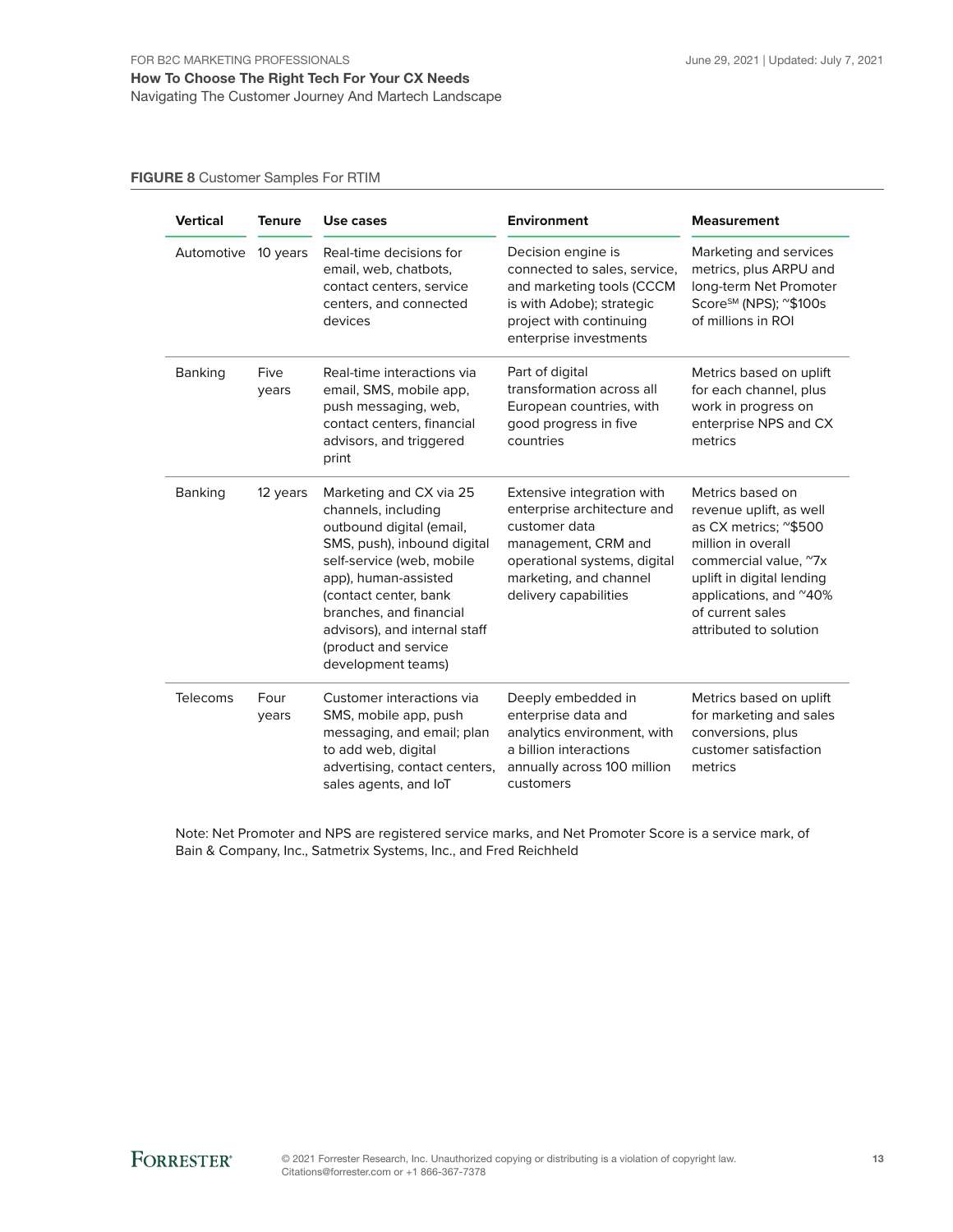**FIGURE 8** Customer Samples For RTIM

| Vertical | Tenure | Use cases | Environment | Measurement |
|---|---|---|---|---|
| Automotive | 10 years | Real-time decisions for email, web, chatbots, contact centers, service centers, and connected devices | Decision engine is connected to sales, service, and marketing tools (CCCM is with Adobe); strategic project with continuing enterprise investments | Marketing and services metrics, plus ARPU and long-term Net Promoter Score℠ (NPS); ~$100s of millions in ROI |
| Banking | Five years | Real-time interactions via email, SMS, mobile app, push messaging, web, contact centers, financial advisors, and triggered print | Part of digital transformation across all European countries, with good progress in five countries | Metrics based on uplift for each channel, plus work in progress on enterprise NPS and CX metrics |
| Banking | 12 years | Marketing and CX via 25 channels, including outbound digital (email, SMS, push), inbound digital self-service (web, mobile app), human-assisted (contact center, bank branches, and financial advisors), and internal staff (product and service development teams) | Extensive integration with enterprise architecture and customer data management, CRM and operational systems, digital marketing, and channel delivery capabilities | Metrics based on revenue uplift, as well as CX metrics; ~$500 million in overall commercial value, ~7x uplift in digital lending applications, and ~40% of current sales attributed to solution |
| Telecoms | Four years | Customer interactions via SMS, mobile app, push messaging, and email; plan to add web, digital advertising, contact centers, sales agents, and IoT | Deeply embedded in enterprise data and analytics environment, with a billion interactions annually across 100 million customers | Metrics based on uplift for marketing and sales conversions, plus customer satisfaction metrics |

Note: Net Promoter and NPS are registered service marks, and Net Promoter Score is a service mark, of Bain & Company, Inc., Satmetrix Systems, Inc., and Fred Reichheld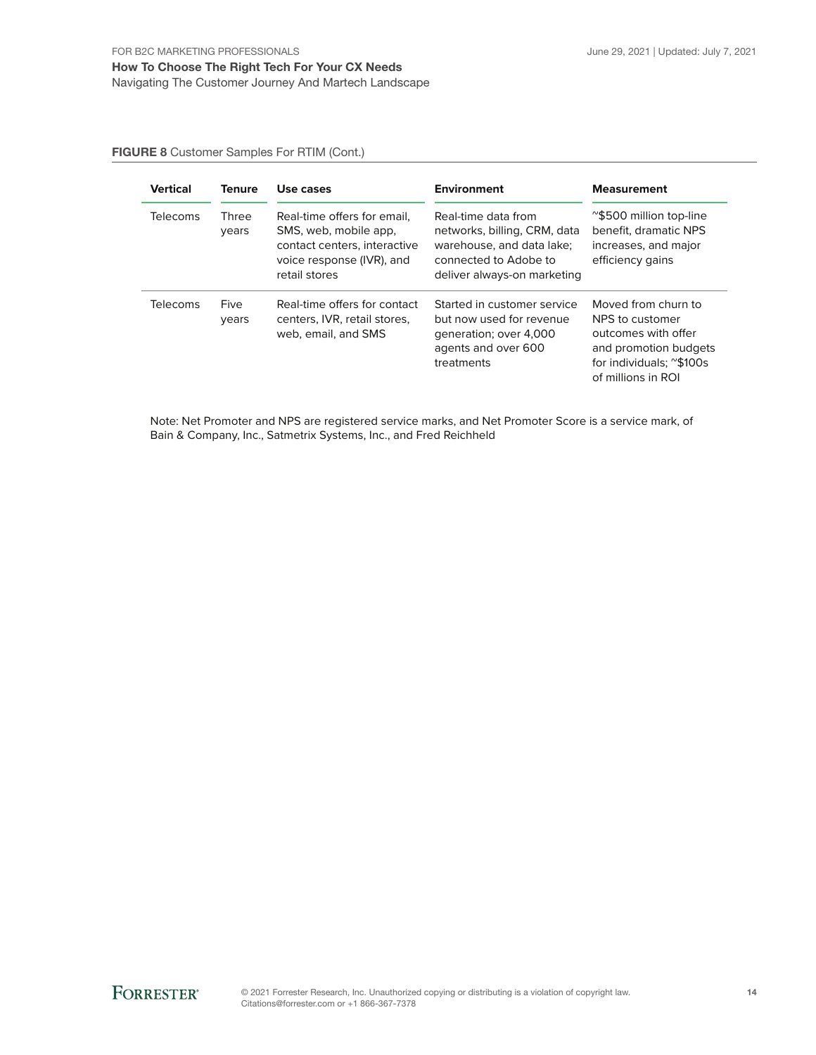**FIGURE 8** Customer Samples For RTIM (Cont.)

| Vertical | Tenure | Use cases | Environment | Measurement |
|---|---|---|---|---|
| Telecoms | Three years | Real-time offers for email, SMS, web, mobile app, contact centers, interactive voice response (IVR), and retail stores | Real-time data from networks, billing, CRM, data warehouse, and data lake; connected to Adobe to deliver always-on marketing | ~$500 million top-line benefit, dramatic NPS increases, and major efficiency gains |
| Telecoms | Five years | Real-time offers for contact centers, IVR, retail stores, web, email, and SMS | Started in customer service but now used for revenue generation; over 4,000 agents and over 600 treatments | Moved from churn to NPS to customer outcomes with offer and promotion budgets for individuals; ~$100s of millions in ROI |

Note: Net Promoter and NPS are registered service marks, and Net Promoter Score is a service mark, of Bain & Company, Inc., Satmetrix Systems, Inc., and Fred Reichheld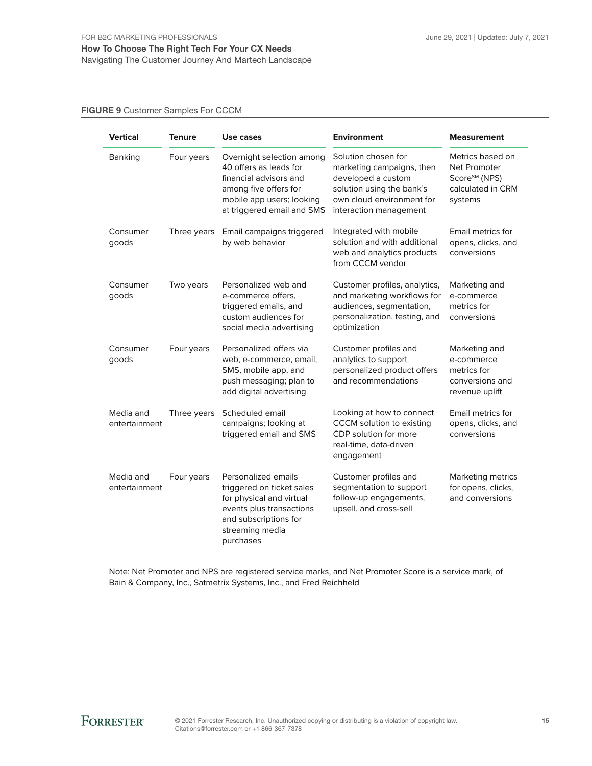**FIGURE 9** Customer Samples For CCCM

| Vertical | Tenure | Use cases | Environment | Measurement |
| --- | --- | --- | --- | --- |
| Banking | Four years | Overnight selection among 40 offers as leads for financial advisors and among five offers for mobile app users; looking at triggered email and SMS | Solution chosen for marketing campaigns, then developed a custom solution using the bank's own cloud environment for interaction management | Metrics based on Net Promoter Score℠ (NPS) calculated in CRM systems |
| Consumer goods | Three years | Email campaigns triggered by web behavior | Integrated with mobile solution and with additional web and analytics products from CCCM vendor | Email metrics for opens, clicks, and conversions |
| Consumer goods | Two years | Personalized web and e-commerce offers, triggered emails, and custom audiences for social media advertising | Customer profiles, analytics, and marketing workflows for audiences, segmentation, personalization, testing, and optimization | Marketing and e-commerce metrics for conversions |
| Consumer goods | Four years | Personalized offers via web, e-commerce, email, SMS, mobile app, and push messaging; plan to add digital advertising | Customer profiles and analytics to support personalized product offers and recommendations | Marketing and e-commerce metrics for conversions and revenue uplift |
| Media and entertainment | Three years | Scheduled email campaigns; looking at triggered email and SMS | Looking at how to connect CCCM solution to existing CDP solution for more real-time, data-driven engagement | Email metrics for opens, clicks, and conversions |
| Media and entertainment | Four years | Personalized emails triggered on ticket sales for physical and virtual events plus transactions and subscriptions for streaming media purchases | Customer profiles and segmentation to support follow-up engagements, upsell, and cross-sell | Marketing metrics for opens, clicks, and conversions |

Note: Net Promoter and NPS are registered service marks, and Net Promoter Score is a service mark, of Bain & Company, Inc., Satmetrix Systems, Inc., and Fred Reichheld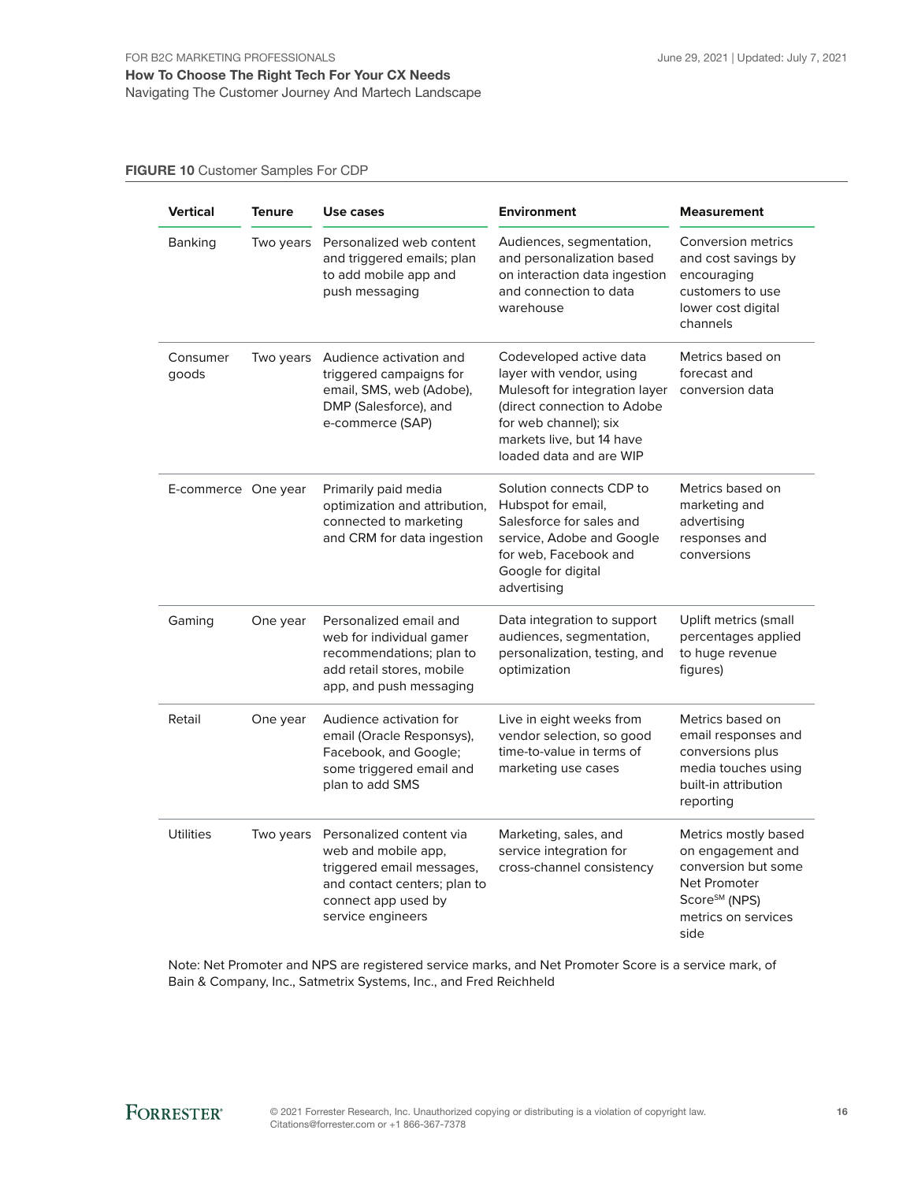**FIGURE 10** Customer Samples For CDP

| Vertical | Tenure | Use cases | Environment | Measurement |
|---|---|---|---|---|
| Banking | Two years | Personalized web content and triggered emails; plan to add mobile app and push messaging | Audiences, segmentation, and personalization based on interaction data ingestion and connection to data warehouse | Conversion metrics and cost savings by encouraging customers to use lower cost digital channels |
| Consumer goods | Two years | Audience activation and triggered campaigns for email, SMS, web (Adobe), DMP (Salesforce), and e-commerce (SAP) | Codeveloped active data layer with vendor, using Mulesoft for integration layer (direct connection to Adobe for web channel); six markets live, but 14 have loaded data and are WIP | Metrics based on forecast and conversion data |
| E-commerce | One year | Primarily paid media optimization and attribution, connected to marketing and CRM for data ingestion | Solution connects CDP to Hubspot for email, Salesforce for sales and service, Adobe and Google for web, Facebook and Google for digital advertising | Metrics based on marketing and advertising responses and conversions |
| Gaming | One year | Personalized email and web for individual gamer recommendations; plan to add retail stores, mobile app, and push messaging | Data integration to support audiences, segmentation, personalization, testing, and optimization | Uplift metrics (small percentages applied to huge revenue figures) |
| Retail | One year | Audience activation for email (Oracle Responsys), Facebook, and Google; some triggered email and plan to add SMS | Live in eight weeks from vendor selection, so good time-to-value in terms of marketing use cases | Metrics based on email responses and conversions plus media touches using built-in attribution reporting |
| Utilities | Two years | Personalized content via web and mobile app, triggered email messages, and contact centers; plan to connect app used by service engineers | Marketing, sales, and service integration for cross-channel consistency | Metrics mostly based on engagement and conversion but some Net Promoter Score℠ (NPS) metrics on services side |

Note: Net Promoter and NPS are registered service marks, and Net Promoter Score is a service mark, of Bain & Company, Inc., Satmetrix Systems, Inc., and Fred Reichheld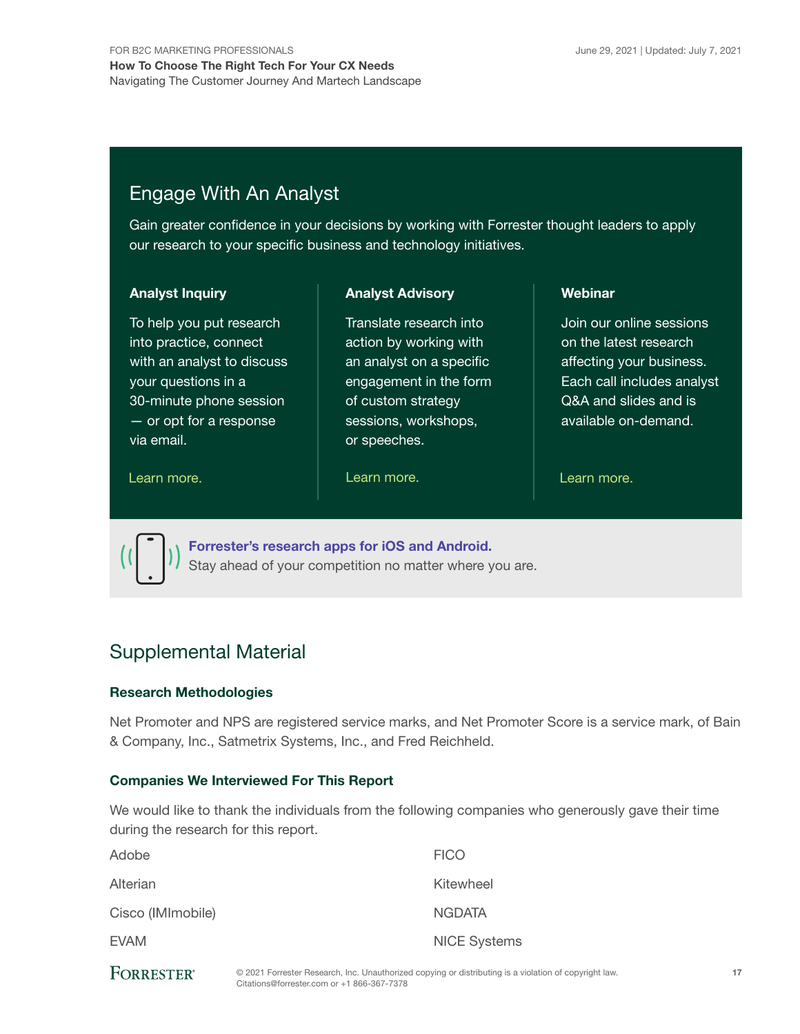## Engage With An Analyst

Gain greater confidence in your decisions by working with Forrester thought leaders to apply our research to your specific business and technology initiatives.

### Analyst Inquiry

To help you put research into practice, connect with an analyst to discuss your questions in a 30-minute phone session — or opt for a response via email.

Learn more.

### Analyst Advisory

Translate research into action by working with an analyst on a specific engagement in the form of custom strategy sessions, workshops, or speeches.

Learn more.

### Webinar

Join our online sessions on the latest research affecting your business. Each call includes analyst Q&A and slides and is available on-demand.

Learn more.

**Forrester's research apps for iOS and Android.**
Stay ahead of your competition no matter where you are.

## Supplemental Material

### Research Methodologies

Net Promoter and NPS are registered service marks, and Net Promoter Score is a service mark, of Bain & Company, Inc., Satmetrix Systems, Inc., and Fred Reichheld.

### Companies We Interviewed For This Report

We would like to thank the individuals from the following companies who generously gave their time during the research for this report.

Adobe

Alterian

Cisco (IMImobile)

EVAM

FICO

Kitewheel

NGDATA

NICE Systems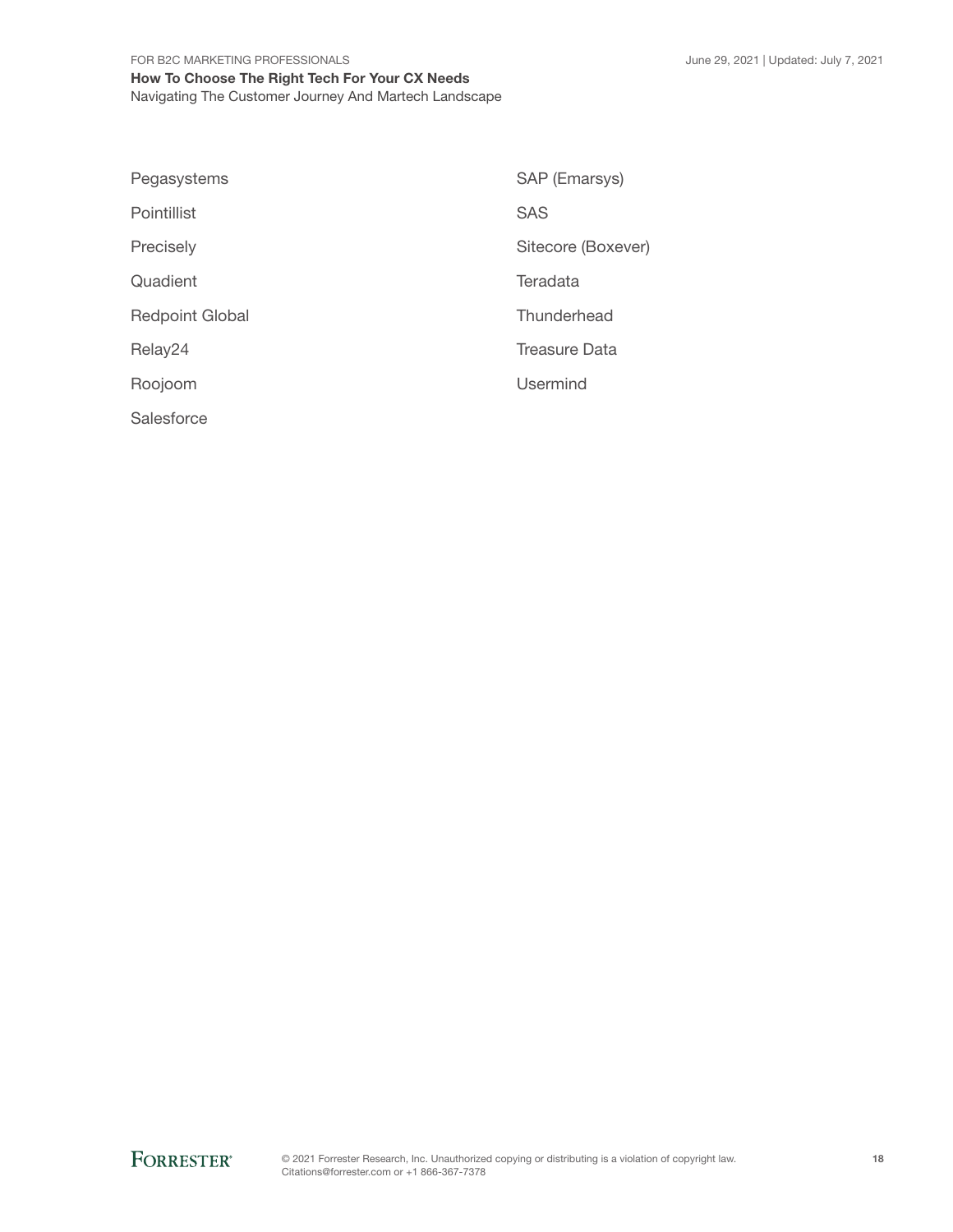- Pegasystems
- Pointillist
- Precisely
- Quadient
- Redpoint Global
- Relay24
- Roojoom
- Salesforce
- SAP (Emarsys)
- SAS
- Sitecore (Boxever)
- Teradata
- Thunderhead
- Treasure Data
- Usermind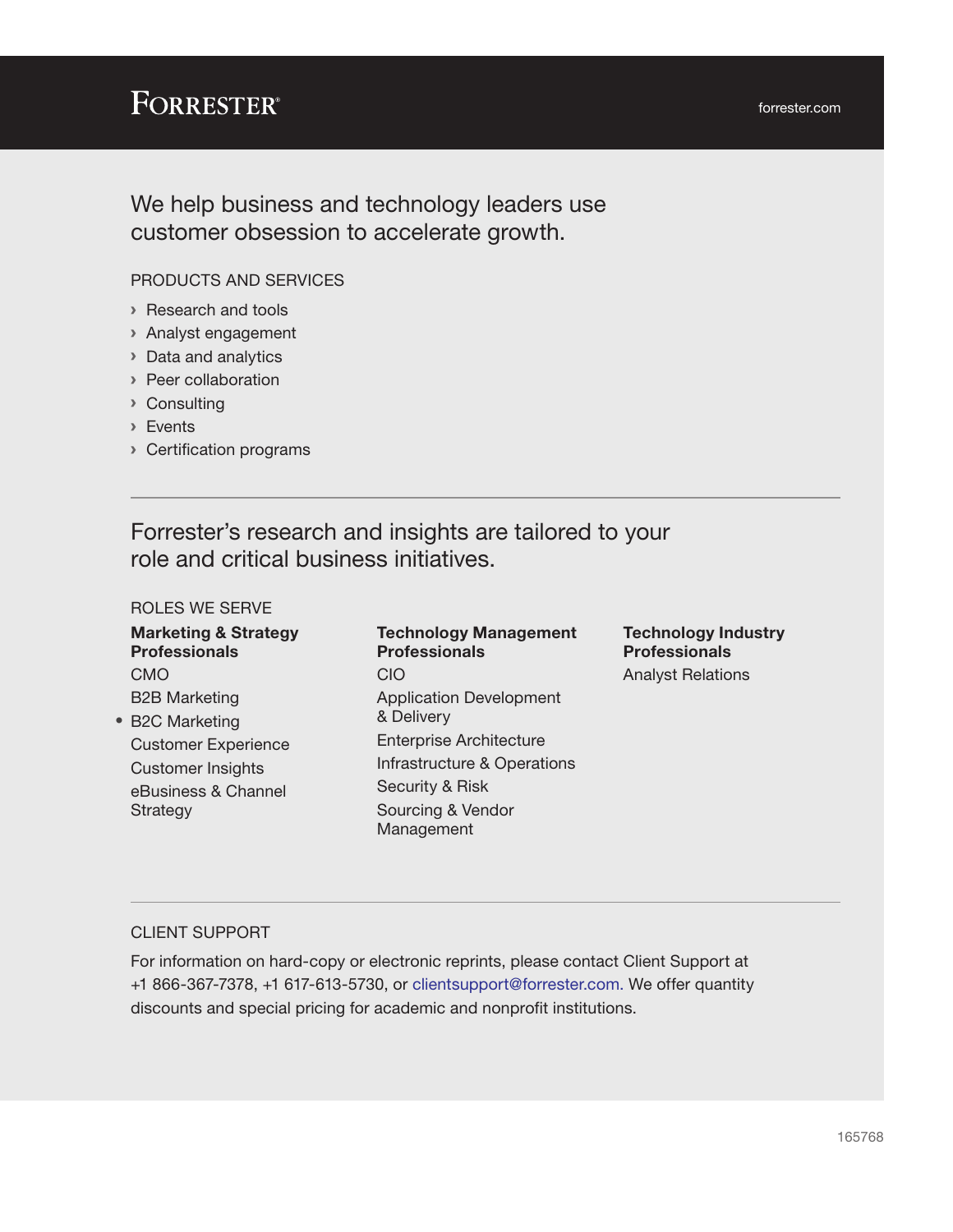FORRESTER®

forrester.com

We help business and technology leaders use customer obsession to accelerate growth.

PRODUCTS AND SERVICES

- Research and tools
- Analyst engagement
- Data and analytics
- Peer collaboration
- Consulting
- Events
- Certification programs

---

Forrester's research and insights are tailored to your role and critical business initiatives.

ROLES WE SERVE

**Marketing & Strategy Professionals**
CMO
B2B Marketing
• B2C Marketing
Customer Experience
Customer Insights
eBusiness & Channel Strategy

**Technology Management Professionals**
CIO
Application Development & Delivery
Enterprise Architecture
Infrastructure & Operations
Security & Risk
Sourcing & Vendor Management

**Technology Industry Professionals**
Analyst Relations

---

CLIENT SUPPORT

For information on hard-copy or electronic reprints, please contact Client Support at +1 866-367-7378, +1 617-613-5730, or clientsupport@forrester.com. We offer quantity discounts and special pricing for academic and nonprofit institutions.

165768